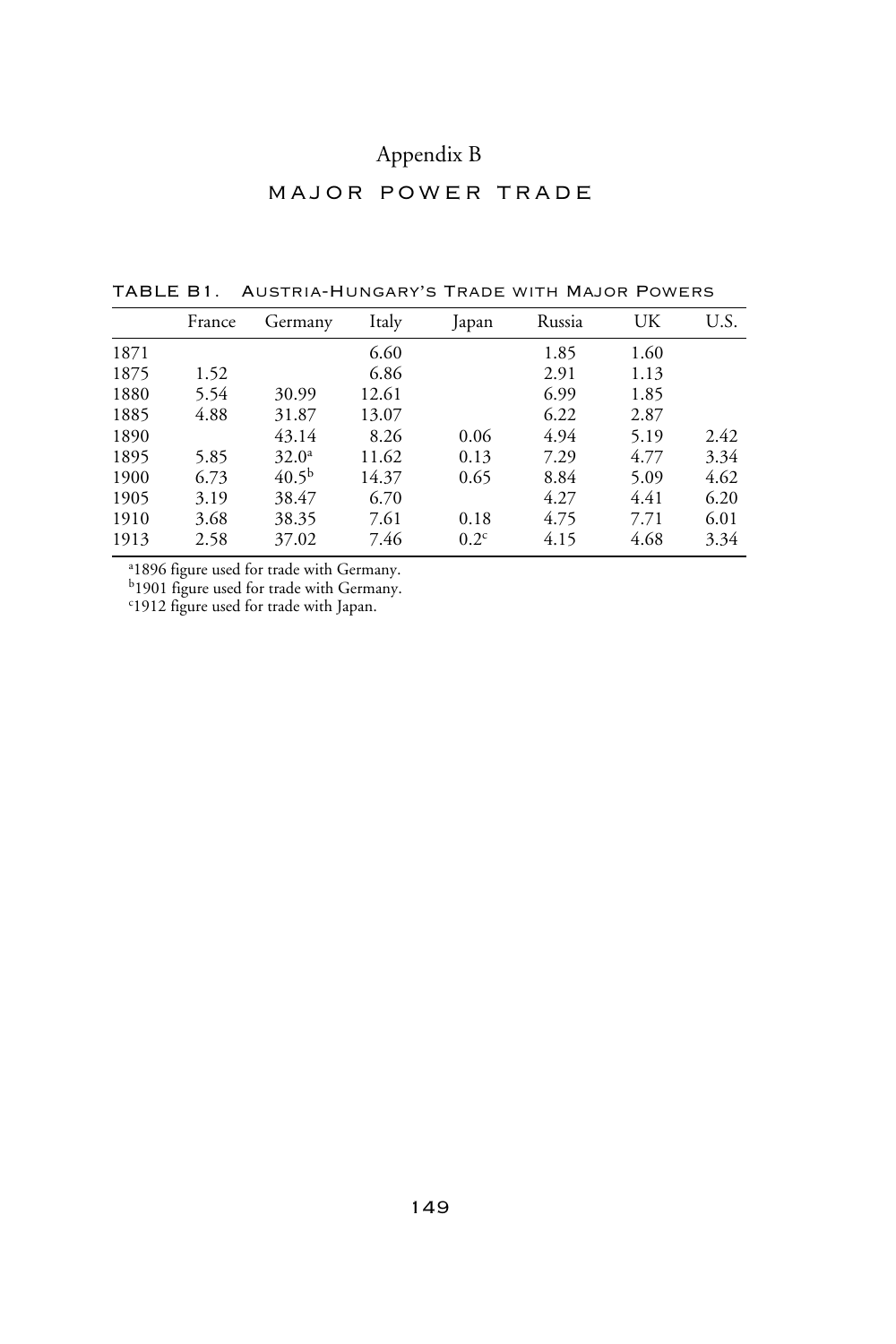# Appendix B

## MAJOR POWER TRADE

TABLE B1. Austria-Hungary's Trade with Major Powers

| | France | Germany | Italy | Japan | Russia | UK | U.S. |
|---|---|---|---|---|---|---|---|
| 1871 | | | 6.60 | | 1.85 | 1.60 | |
| 1875 | 1.52 | | 6.86 | | 2.91 | 1.13 | |
| 1880 | 5.54 | 30.99 | 12.61 | | 6.99 | 1.85 | |
| 1885 | 4.88 | 31.87 | 13.07 | | 6.22 | 2.87 | |
| 1890 | | 43.14 | 8.26 | 0.06 | 4.94 | 5.19 | 2.42 |
| 1895 | 5.85 | 32.0[a] | 11.62 | 0.13 | 7.29 | 4.77 | 3.34 |
| 1900 | 6.73 | 40.5[b] | 14.37 | 0.65 | 8.84 | 5.09 | 4.62 |
| 1905 | 3.19 | 38.47 | 6.70 | | 4.27 | 4.41 | 6.20 |
| 1910 | 3.68 | 38.35 | 7.61 | 0.18 | 4.75 | 7.71 | 6.01 |
| 1913 | 2.58 | 37.02 | 7.46 | 0.2[c] | 4.15 | 4.68 | 3.34 |

[a]1896 figure used for trade with Germany.
[b]1901 figure used for trade with Germany.
[c]1912 figure used for trade with Japan.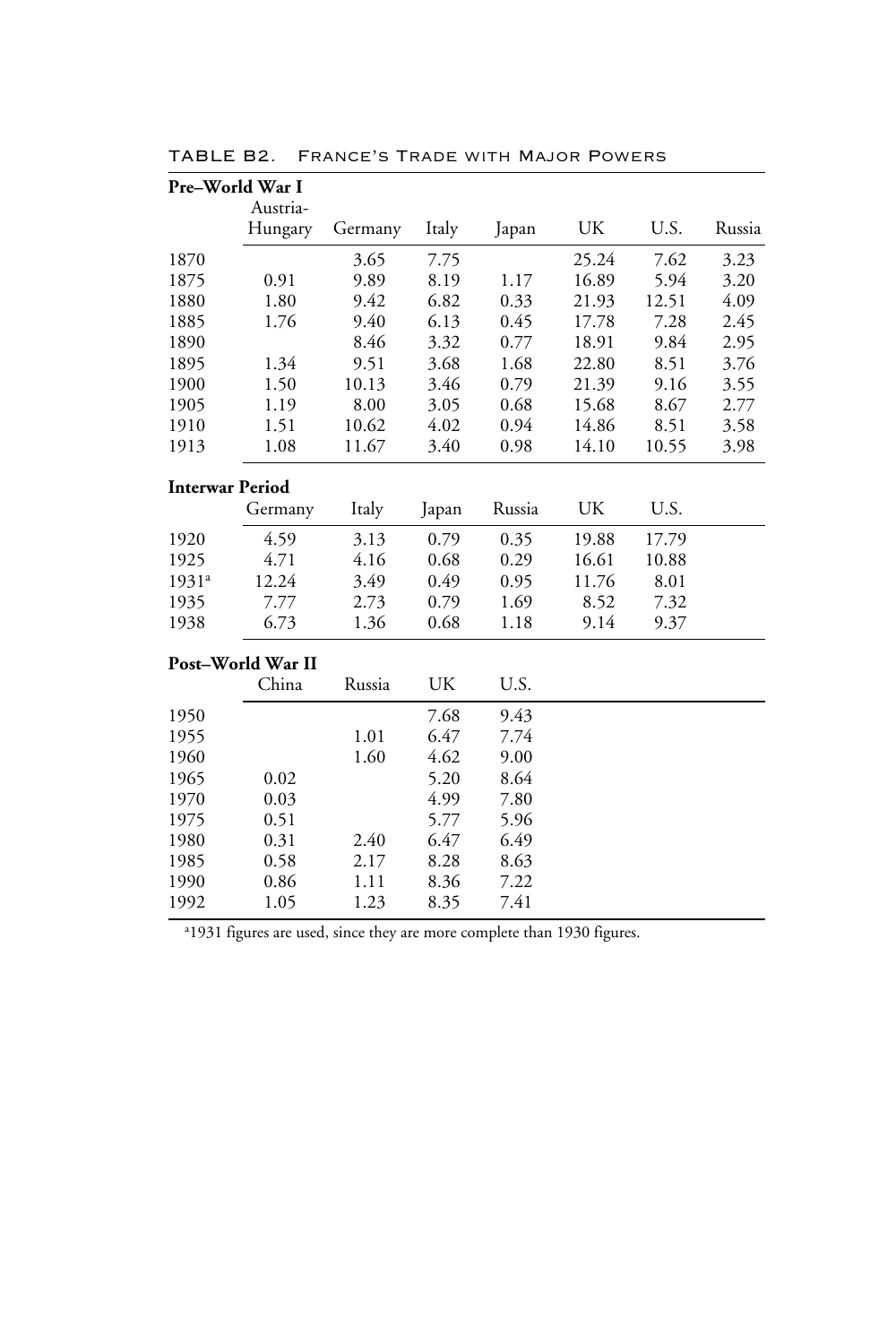TABLE B2. France's Trade with Major Powers

**Pre–World War I**

| | Austria-Hungary | Germany | Italy | Japan | UK | U.S. | Russia |
|---|---|---|---|---|---|---|---|
| 1870 | | 3.65 | 7.75 | | 25.24 | 7.62 | 3.23 |
| 1875 | 0.91 | 9.89 | 8.19 | 1.17 | 16.89 | 5.94 | 3.20 |
| 1880 | 1.80 | 9.42 | 6.82 | 0.33 | 21.93 | 12.51 | 4.09 |
| 1885 | 1.76 | 9.40 | 6.13 | 0.45 | 17.78 | 7.28 | 2.45 |
| 1890 | | 8.46 | 3.32 | 0.77 | 18.91 | 9.84 | 2.95 |
| 1895 | 1.34 | 9.51 | 3.68 | 1.68 | 22.80 | 8.51 | 3.76 |
| 1900 | 1.50 | 10.13 | 3.46 | 0.79 | 21.39 | 9.16 | 3.55 |
| 1905 | 1.19 | 8.00 | 3.05 | 0.68 | 15.68 | 8.67 | 2.77 |
| 1910 | 1.51 | 10.62 | 4.02 | 0.94 | 14.86 | 8.51 | 3.58 |
| 1913 | 1.08 | 11.67 | 3.40 | 0.98 | 14.10 | 10.55 | 3.98 |

**Interwar Period**

| | Germany | Italy | Japan | Russia | UK | U.S. |
|---|---|---|---|---|---|---|
| 1920 | 4.59 | 3.13 | 0.79 | 0.35 | 19.88 | 17.79 |
| 1925 | 4.71 | 4.16 | 0.68 | 0.29 | 16.61 | 10.88 |
| 1931[a] | 12.24 | 3.49 | 0.49 | 0.95 | 11.76 | 8.01 |
| 1935 | 7.77 | 2.73 | 0.79 | 1.69 | 8.52 | 7.32 |
| 1938 | 6.73 | 1.36 | 0.68 | 1.18 | 9.14 | 9.37 |

**Post–World War II**

| | China | Russia | UK | U.S. |
|---|---|---|---|---|
| 1950 | | | 7.68 | 9.43 |
| 1955 | | 1.01 | 6.47 | 7.74 |
| 1960 | | 1.60 | 4.62 | 9.00 |
| 1965 | 0.02 | | 5.20 | 8.64 |
| 1970 | 0.03 | | 4.99 | 7.80 |
| 1975 | 0.51 | | 5.77 | 5.96 |
| 1980 | 0.31 | 2.40 | 6.47 | 6.49 |
| 1985 | 0.58 | 2.17 | 8.28 | 8.63 |
| 1990 | 0.86 | 1.11 | 8.36 | 7.22 |
| 1992 | 1.05 | 1.23 | 8.35 | 7.41 |

[a]1931 figures are used, since they are more complete than 1930 figures.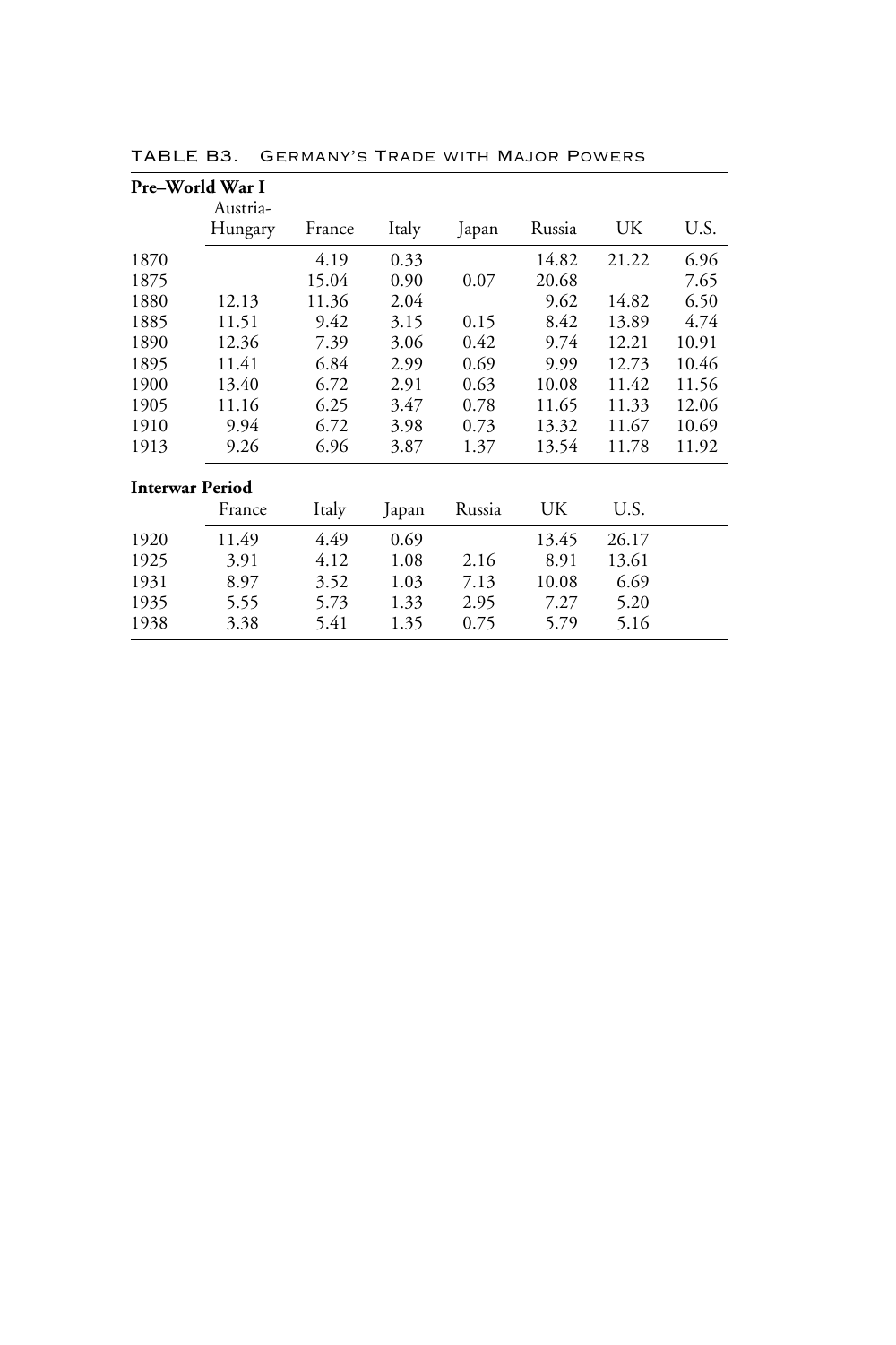TABLE B3. GERMANY'S TRADE WITH MAJOR POWERS

**Pre–World War I**

| | Austria-Hungary | France | Italy | Japan | Russia | UK | U.S. |
|---|---|---|---|---|---|---|---|
| 1870 | | 4.19 | 0.33 | | 14.82 | 21.22 | 6.96 |
| 1875 | | 15.04 | 0.90 | 0.07 | 20.68 | | 7.65 |
| 1880 | 12.13 | 11.36 | 2.04 | | 9.62 | 14.82 | 6.50 |
| 1885 | 11.51 | 9.42 | 3.15 | 0.15 | 8.42 | 13.89 | 4.74 |
| 1890 | 12.36 | 7.39 | 3.06 | 0.42 | 9.74 | 12.21 | 10.91 |
| 1895 | 11.41 | 6.84 | 2.99 | 0.69 | 9.99 | 12.73 | 10.46 |
| 1900 | 13.40 | 6.72 | 2.91 | 0.63 | 10.08 | 11.42 | 11.56 |
| 1905 | 11.16 | 6.25 | 3.47 | 0.78 | 11.65 | 11.33 | 12.06 |
| 1910 | 9.94 | 6.72 | 3.98 | 0.73 | 13.32 | 11.67 | 10.69 |
| 1913 | 9.26 | 6.96 | 3.87 | 1.37 | 13.54 | 11.78 | 11.92 |

**Interwar Period**

| | France | Italy | Japan | Russia | UK | U.S. |
|---|---|---|---|---|---|---|
| 1920 | 11.49 | 4.49 | 0.69 | | 13.45 | 26.17 |
| 1925 | 3.91 | 4.12 | 1.08 | 2.16 | 8.91 | 13.61 |
| 1931 | 8.97 | 3.52 | 1.03 | 7.13 | 10.08 | 6.69 |
| 1935 | 5.55 | 5.73 | 1.33 | 2.95 | 7.27 | 5.20 |
| 1938 | 3.38 | 5.41 | 1.35 | 0.75 | 5.79 | 5.16 |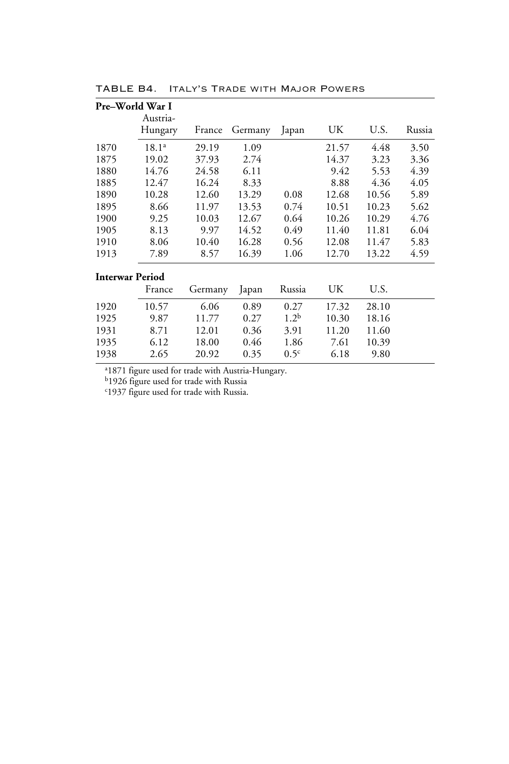TABLE B4. Italy's Trade with Major Powers

**Pre–World War I**

|  | Austria-Hungary | France | Germany | Japan | UK | U.S. | Russia |
|---|---|---|---|---|---|---|---|
| 1870 | 18.1[a] | 29.19 | 1.09 |  | 21.57 | 4.48 | 3.50 |
| 1875 | 19.02 | 37.93 | 2.74 |  | 14.37 | 3.23 | 3.36 |
| 1880 | 14.76 | 24.58 | 6.11 |  | 9.42 | 5.53 | 4.39 |
| 1885 | 12.47 | 16.24 | 8.33 |  | 8.88 | 4.36 | 4.05 |
| 1890 | 10.28 | 12.60 | 13.29 | 0.08 | 12.68 | 10.56 | 5.89 |
| 1895 | 8.66 | 11.97 | 13.53 | 0.74 | 10.51 | 10.23 | 5.62 |
| 1900 | 9.25 | 10.03 | 12.67 | 0.64 | 10.26 | 10.29 | 4.76 |
| 1905 | 8.13 | 9.97 | 14.52 | 0.49 | 11.40 | 11.81 | 6.04 |
| 1910 | 8.06 | 10.40 | 16.28 | 0.56 | 12.08 | 11.47 | 5.83 |
| 1913 | 7.89 | 8.57 | 16.39 | 1.06 | 12.70 | 13.22 | 4.59 |

**Interwar Period**

|  | France | Germany | Japan | Russia | UK | U.S. |
|---|---|---|---|---|---|---|
| 1920 | 10.57 | 6.06 | 0.89 | 0.27 | 17.32 | 28.10 |
| 1925 | 9.87 | 11.77 | 0.27 | 1.2[b] | 10.30 | 18.16 |
| 1931 | 8.71 | 12.01 | 0.36 | 3.91 | 11.20 | 11.60 |
| 1935 | 6.12 | 18.00 | 0.46 | 1.86 | 7.61 | 10.39 |
| 1938 | 2.65 | 20.92 | 0.35 | 0.5[c] | 6.18 | 9.80 |

[a]1871 figure used for trade with Austria-Hungary.
[b]1926 figure used for trade with Russia
[c]1937 figure used for trade with Russia.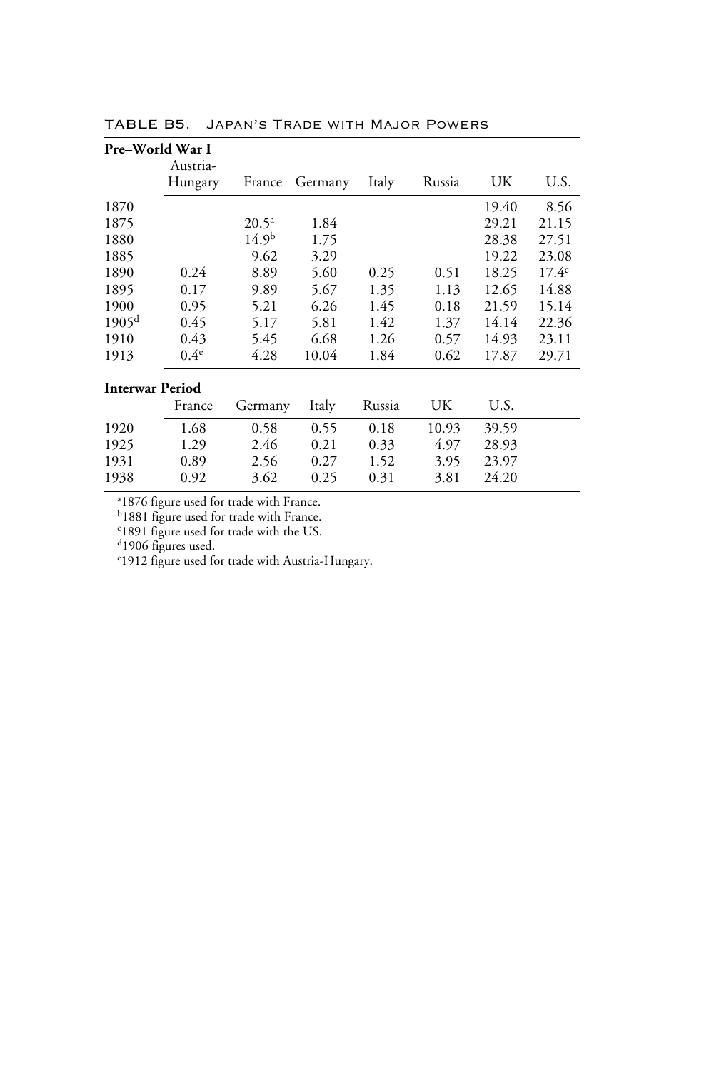TABLE B5. Japan's Trade with Major Powers

**Pre–World War I**

| | Austria-Hungary | France | Germany | Italy | Russia | UK | U.S. |
|---|---|---|---|---|---|---|---|
| 1870 | | | | | | 19.40 | 8.56 |
| 1875 | | 20.5[a] | 1.84 | | | 29.21 | 21.15 |
| 1880 | | 14.9[b] | 1.75 | | | 28.38 | 27.51 |
| 1885 | | 9.62 | 3.29 | | | 19.22 | 23.08 |
| 1890 | 0.24 | 8.89 | 5.60 | 0.25 | 0.51 | 18.25 | 17.4[c] |
| 1895 | 0.17 | 9.89 | 5.67 | 1.35 | 1.13 | 12.65 | 14.88 |
| 1900 | 0.95 | 5.21 | 6.26 | 1.45 | 0.18 | 21.59 | 15.14 |
| 1905[d] | 0.45 | 5.17 | 5.81 | 1.42 | 1.37 | 14.14 | 22.36 |
| 1910 | 0.43 | 5.45 | 6.68 | 1.26 | 0.57 | 14.93 | 23.11 |
| 1913 | 0.4[e] | 4.28 | 10.04 | 1.84 | 0.62 | 17.87 | 29.71 |

**Interwar Period**

| | France | Germany | Italy | Russia | UK | U.S. |
|---|---|---|---|---|---|---|
| 1920 | 1.68 | 0.58 | 0.55 | 0.18 | 10.93 | 39.59 |
| 1925 | 1.29 | 2.46 | 0.21 | 0.33 | 4.97 | 28.93 |
| 1931 | 0.89 | 2.56 | 0.27 | 1.52 | 3.95 | 23.97 |
| 1938 | 0.92 | 3.62 | 0.25 | 0.31 | 3.81 | 24.20 |

[a] 1876 figure used for trade with France.
[b] 1881 figure used for trade with France.
[c] 1891 figure used for trade with the US.
[d] 1906 figures used.
[e] 1912 figure used for trade with Austria-Hungary.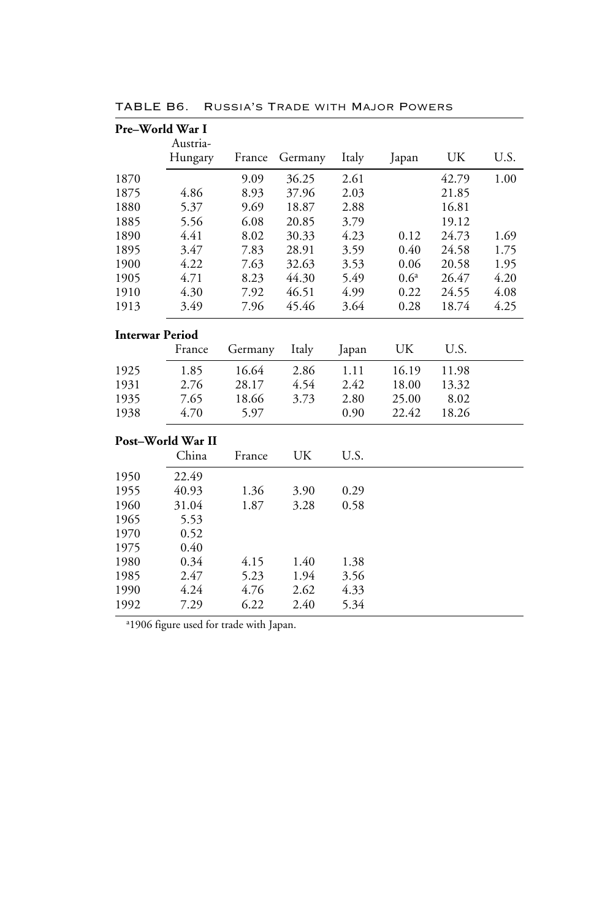TABLE B6. Russia's Trade with Major Powers

**Pre–World War I**

| | Austria-Hungary | France | Germany | Italy | Japan | UK | U.S. |
|---|---|---|---|---|---|---|---|
| 1870 | | 9.09 | 36.25 | 2.61 | | 42.79 | 1.00 |
| 1875 | 4.86 | 8.93 | 37.96 | 2.03 | | 21.85 | |
| 1880 | 5.37 | 9.69 | 18.87 | 2.88 | | 16.81 | |
| 1885 | 5.56 | 6.08 | 20.85 | 3.79 | | 19.12 | |
| 1890 | 4.41 | 8.02 | 30.33 | 4.23 | 0.12 | 24.73 | 1.69 |
| 1895 | 3.47 | 7.83 | 28.91 | 3.59 | 0.40 | 24.58 | 1.75 |
| 1900 | 4.22 | 7.63 | 32.63 | 3.53 | 0.06 | 20.58 | 1.95 |
| 1905 | 4.71 | 8.23 | 44.30 | 5.49 | 0.6[a] | 26.47 | 4.20 |
| 1910 | 4.30 | 7.92 | 46.51 | 4.99 | 0.22 | 24.55 | 4.08 |
| 1913 | 3.49 | 7.96 | 45.46 | 3.64 | 0.28 | 18.74 | 4.25 |

**Interwar Period**

| | France | Germany | Italy | Japan | UK | U.S. |
|---|---|---|---|---|---|---|
| 1925 | 1.85 | 16.64 | 2.86 | 1.11 | 16.19 | 11.98 |
| 1931 | 2.76 | 28.17 | 4.54 | 2.42 | 18.00 | 13.32 |
| 1935 | 7.65 | 18.66 | 3.73 | 2.80 | 25.00 | 8.02 |
| 1938 | 4.70 | 5.97 | | 0.90 | 22.42 | 18.26 |

**Post–World War II**

| | China | France | UK | U.S. |
|---|---|---|---|---|
| 1950 | 22.49 | | | |
| 1955 | 40.93 | 1.36 | 3.90 | 0.29 |
| 1960 | 31.04 | 1.87 | 3.28 | 0.58 |
| 1965 | 5.53 | | | |
| 1970 | 0.52 | | | |
| 1975 | 0.40 | | | |
| 1980 | 0.34 | 4.15 | 1.40 | 1.38 |
| 1985 | 2.47 | 5.23 | 1.94 | 3.56 |
| 1990 | 4.24 | 4.76 | 2.62 | 4.33 |
| 1992 | 7.29 | 6.22 | 2.40 | 5.34 |

[a]1906 figure used for trade with Japan.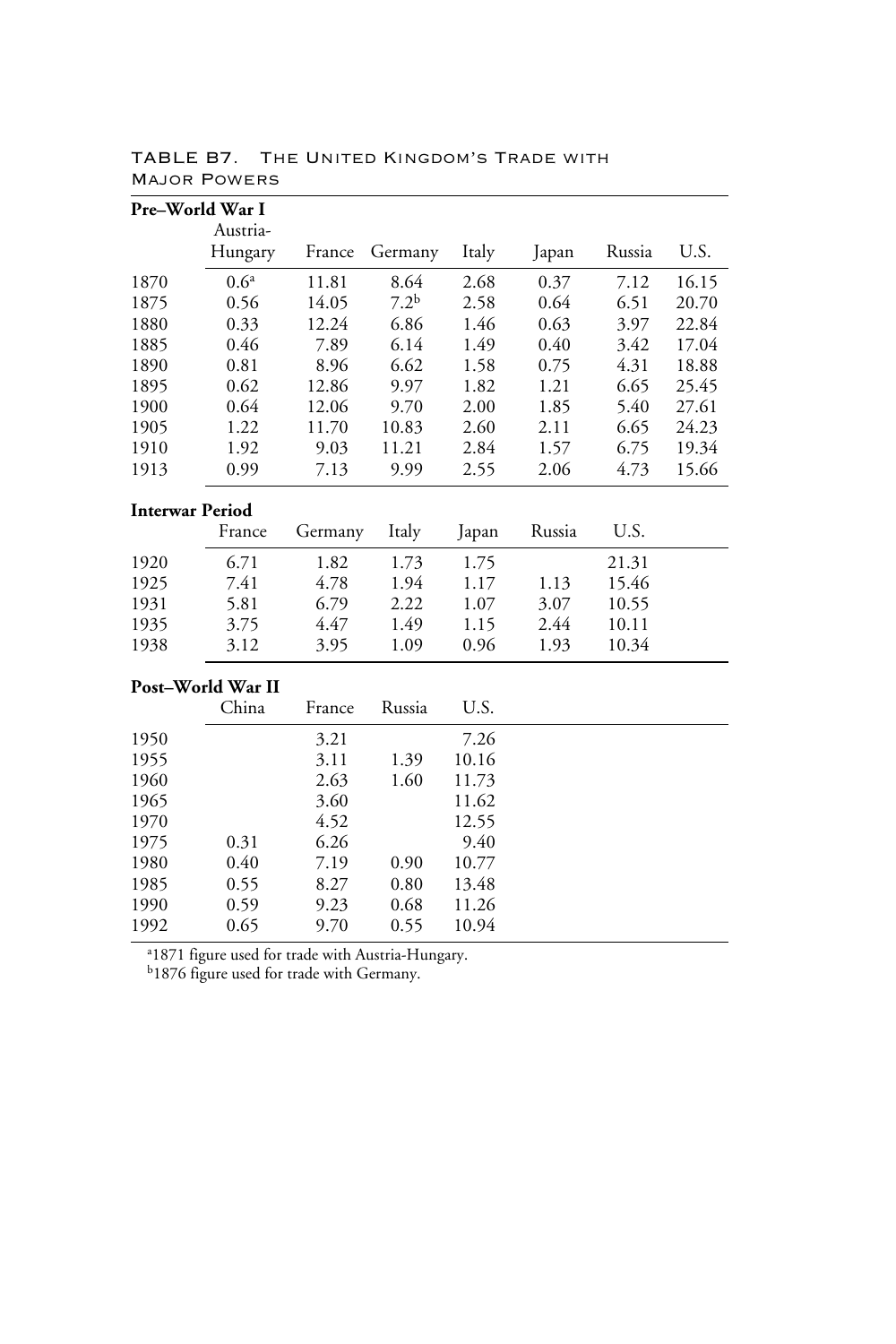TABLE B7. The United Kingdom's Trade with Major Powers

**Pre–World War I**

| | Austria-Hungary | France | Germany | Italy | Japan | Russia | U.S. |
|---|---|---|---|---|---|---|---|
| 1870 | 0.6[a] | 11.81 | 8.64 | 2.68 | 0.37 | 7.12 | 16.15 |
| 1875 | 0.56 | 14.05 | 7.2[b] | 2.58 | 0.64 | 6.51 | 20.70 |
| 1880 | 0.33 | 12.24 | 6.86 | 1.46 | 0.63 | 3.97 | 22.84 |
| 1885 | 0.46 | 7.89 | 6.14 | 1.49 | 0.40 | 3.42 | 17.04 |
| 1890 | 0.81 | 8.96 | 6.62 | 1.58 | 0.75 | 4.31 | 18.88 |
| 1895 | 0.62 | 12.86 | 9.97 | 1.82 | 1.21 | 6.65 | 25.45 |
| 1900 | 0.64 | 12.06 | 9.70 | 2.00 | 1.85 | 5.40 | 27.61 |
| 1905 | 1.22 | 11.70 | 10.83 | 2.60 | 2.11 | 6.65 | 24.23 |
| 1910 | 1.92 | 9.03 | 11.21 | 2.84 | 1.57 | 6.75 | 19.34 |
| 1913 | 0.99 | 7.13 | 9.99 | 2.55 | 2.06 | 4.73 | 15.66 |

**Interwar Period**

| | France | Germany | Italy | Japan | Russia | U.S. |
|---|---|---|---|---|---|---|
| 1920 | 6.71 | 1.82 | 1.73 | 1.75 | | 21.31 |
| 1925 | 7.41 | 4.78 | 1.94 | 1.17 | 1.13 | 15.46 |
| 1931 | 5.81 | 6.79 | 2.22 | 1.07 | 3.07 | 10.55 |
| 1935 | 3.75 | 4.47 | 1.49 | 1.15 | 2.44 | 10.11 |
| 1938 | 3.12 | 3.95 | 1.09 | 0.96 | 1.93 | 10.34 |

**Post–World War II**

| | China | France | Russia | U.S. |
|---|---|---|---|---|
| 1950 | | 3.21 | | 7.26 |
| 1955 | | 3.11 | 1.39 | 10.16 |
| 1960 | | 2.63 | 1.60 | 11.73 |
| 1965 | | 3.60 | | 11.62 |
| 1970 | | 4.52 | | 12.55 |
| 1975 | 0.31 | 6.26 | | 9.40 |
| 1980 | 0.40 | 7.19 | 0.90 | 10.77 |
| 1985 | 0.55 | 8.27 | 0.80 | 13.48 |
| 1990 | 0.59 | 9.23 | 0.68 | 11.26 |
| 1992 | 0.65 | 9.70 | 0.55 | 10.94 |

[a]1871 figure used for trade with Austria-Hungary.
[b]1876 figure used for trade with Germany.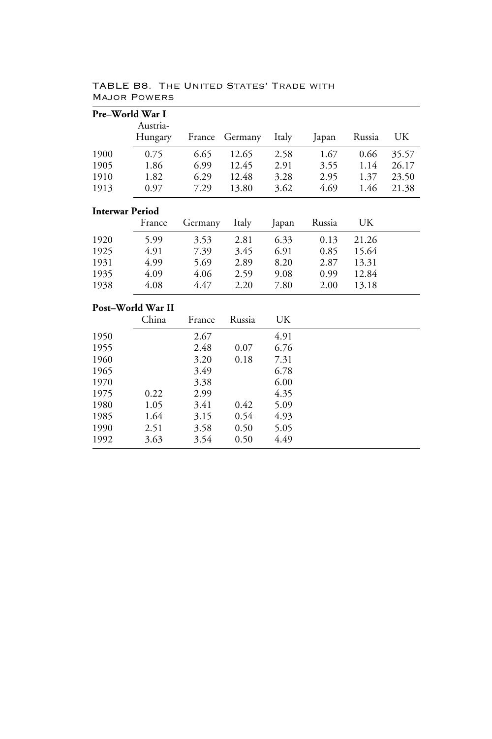TABLE B8. The United States' Trade with Major Powers

**Pre–World War I**

| | Austria-Hungary | France | Germany | Italy | Japan | Russia | UK |
|---|---|---|---|---|---|---|---|
| 1900 | 0.75 | 6.65 | 12.65 | 2.58 | 1.67 | 0.66 | 35.57 |
| 1905 | 1.86 | 6.99 | 12.45 | 2.91 | 3.55 | 1.14 | 26.17 |
| 1910 | 1.82 | 6.29 | 12.48 | 3.28 | 2.95 | 1.37 | 23.50 |
| 1913 | 0.97 | 7.29 | 13.80 | 3.62 | 4.69 | 1.46 | 21.38 |

**Interwar Period**

| | France | Germany | Italy | Japan | Russia | UK |
|---|---|---|---|---|---|---|
| 1920 | 5.99 | 3.53 | 2.81 | 6.33 | 0.13 | 21.26 |
| 1925 | 4.91 | 7.39 | 3.45 | 6.91 | 0.85 | 15.64 |
| 1931 | 4.99 | 5.69 | 2.89 | 8.20 | 2.87 | 13.31 |
| 1935 | 4.09 | 4.06 | 2.59 | 9.08 | 0.99 | 12.84 |
| 1938 | 4.08 | 4.47 | 2.20 | 7.80 | 2.00 | 13.18 |

**Post–World War II**

| | China | France | Russia | UK |
|---|---|---|---|---|
| 1950 | | 2.67 | | 4.91 |
| 1955 | | 2.48 | 0.07 | 6.76 |
| 1960 | | 3.20 | 0.18 | 7.31 |
| 1965 | | 3.49 | | 6.78 |
| 1970 | | 3.38 | | 6.00 |
| 1975 | 0.22 | 2.99 | | 4.35 |
| 1980 | 1.05 | 3.41 | 0.42 | 5.09 |
| 1985 | 1.64 | 3.15 | 0.54 | 4.93 |
| 1990 | 2.51 | 3.58 | 0.50 | 5.05 |
| 1992 | 3.63 | 3.54 | 0.50 | 4.49 |